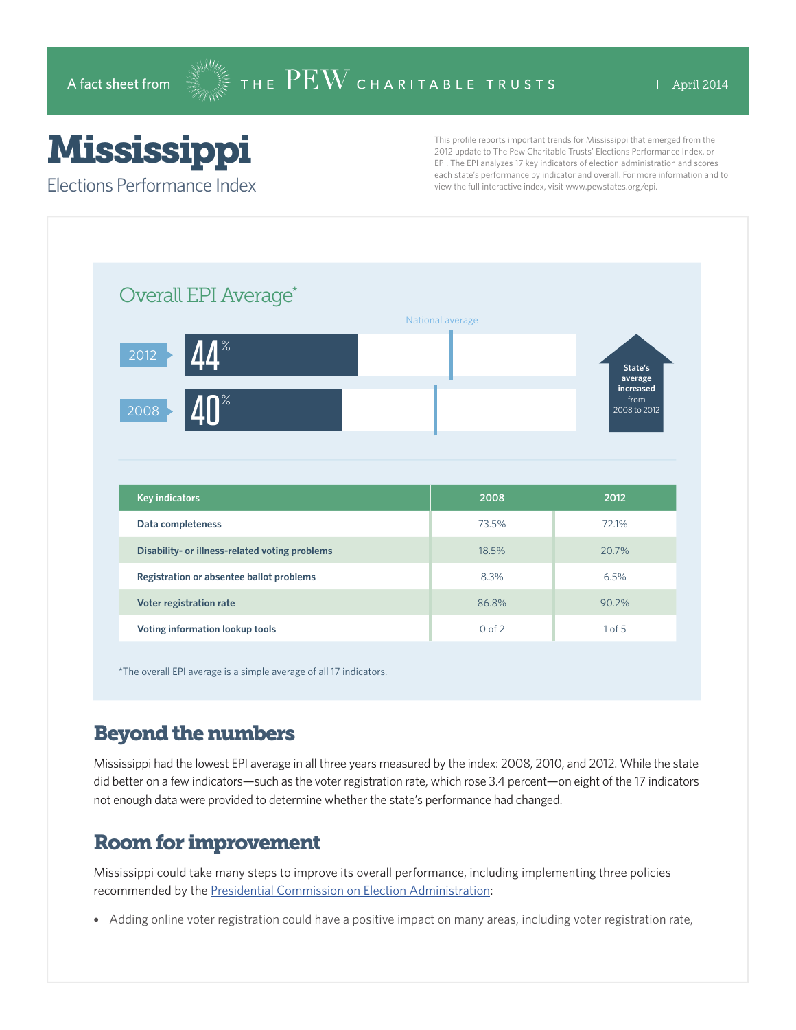A fact sheet from THE PEW CHARITABLE TRUSTS | April 2014

# Mississippi

## Elections Performance Index

This profile reports important trends for Mississippi that emerged from the 2012 update to The Pew Charitable Trusts' Elections Performance Index, or EPI. The EPI analyzes 17 key indicators of election administration and scores each state's performance by indicator and overall. For more information and to view the full interactive index, visit www.pewstates.org/epi.

### Overall EPI Average*

National average

2012: 44%

2008: 40%

State's average increased from 2008 to 2012

| Key indicators | 2008 | 2012 |
|---|---|---|
| Data completeness | 73.5% | 72.1% |
| Disability- or illness-related voting problems | 18.5% | 20.7% |
| Registration or absentee ballot problems | 8.3% | 6.5% |
| Voter registration rate | 86.8% | 90.2% |
| Voting information lookup tools | 0 of 2 | 1 of 5 |

*The overall EPI average is a simple average of all 17 indicators.

## Beyond the numbers

Mississippi had the lowest EPI average in all three years measured by the index: 2008, 2010, and 2012. While the state did better on a few indicators—such as the voter registration rate, which rose 3.4 percent—on eight of the 17 indicators not enough data were provided to determine whether the state's performance had changed.

## Room for improvement

Mississippi could take many steps to improve its overall performance, including implementing three policies recommended by the Presidential Commission on Election Administration:

- Adding online voter registration could have a positive impact on many areas, including voter registration rate,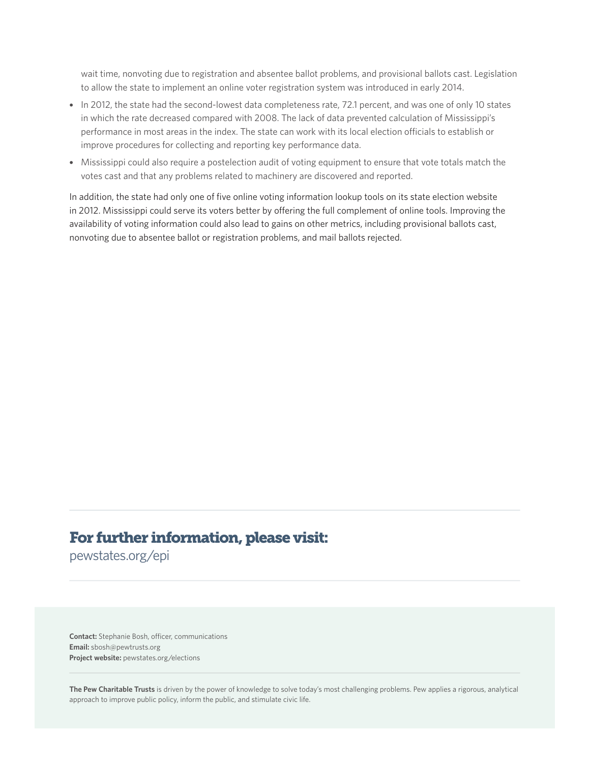wait time, nonvoting due to registration and absentee ballot problems, and provisional ballots cast. Legislation to allow the state to implement an online voter registration system was introduced in early 2014.

- In 2012, the state had the second-lowest data completeness rate, 72.1 percent, and was one of only 10 states in which the rate decreased compared with 2008. The lack of data prevented calculation of Mississippi's performance in most areas in the index. The state can work with its local election officials to establish or improve procedures for collecting and reporting key performance data.
- Mississippi could also require a postelection audit of voting equipment to ensure that vote totals match the votes cast and that any problems related to machinery are discovered and reported.

In addition, the state had only one of five online voting information lookup tools on its state election website in 2012. Mississippi could serve its voters better by offering the full complement of online tools. Improving the availability of voting information could also lead to gains on other metrics, including provisional ballots cast, nonvoting due to absentee ballot or registration problems, and mail ballots rejected.

## For further information, please visit:

pewstates.org/epi

**Contact:** Stephanie Bosh, officer, communications
**Email:** sbosh@pewtrusts.org
**Project website:** pewstates.org/elections

**The Pew Charitable Trusts** is driven by the power of knowledge to solve today's most challenging problems. Pew applies a rigorous, analytical approach to improve public policy, inform the public, and stimulate civic life.